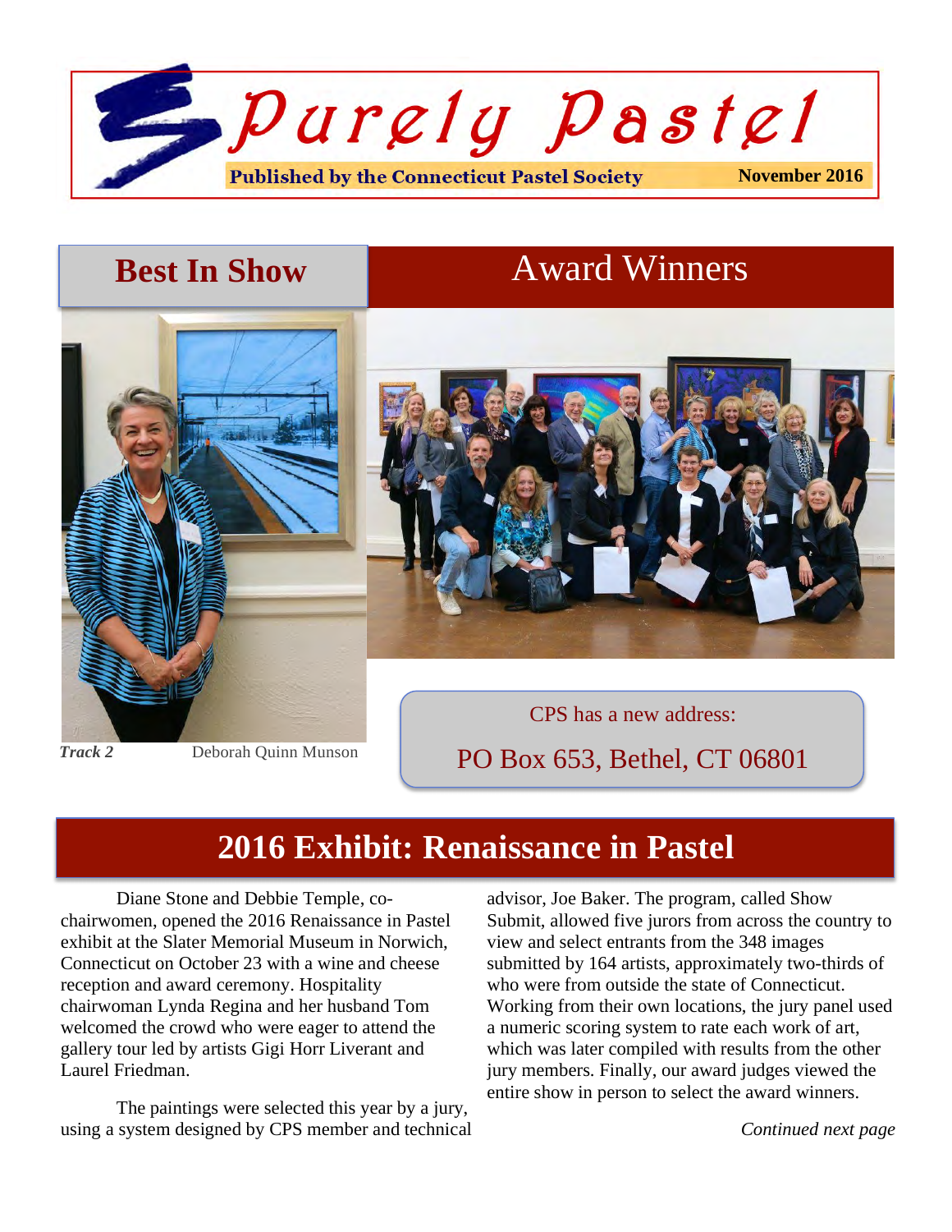# Purely Pastel

**Published by the Connecticut Pastel Society** **November 2016**

## Best In Show

*Track 2* Deborah Quinn Munson

## Award Winners

CPS has a new address:

PO Box 653, Bethel, CT 06801

## 2016 Exhibit: Renaissance in Pastel

Diane Stone and Debbie Temple, co-chairwomen, opened the 2016 Renaissance in Pastel exhibit at the Slater Memorial Museum in Norwich, Connecticut on October 23 with a wine and cheese reception and award ceremony. Hospitality chairwoman Lynda Regina and her husband Tom welcomed the crowd who were eager to attend the gallery tour led by artists Gigi Horr Liverant and Laurel Friedman.

The paintings were selected this year by a jury, using a system designed by CPS member and technical advisor, Joe Baker. The program, called Show Submit, allowed five jurors from across the country to view and select entrants from the 348 images submitted by 164 artists, approximately two-thirds of who were from outside the state of Connecticut. Working from their own locations, the jury panel used a numeric scoring system to rate each work of art, which was later compiled with results from the other jury members. Finally, our award judges viewed the entire show in person to select the award winners.

*Continued next page*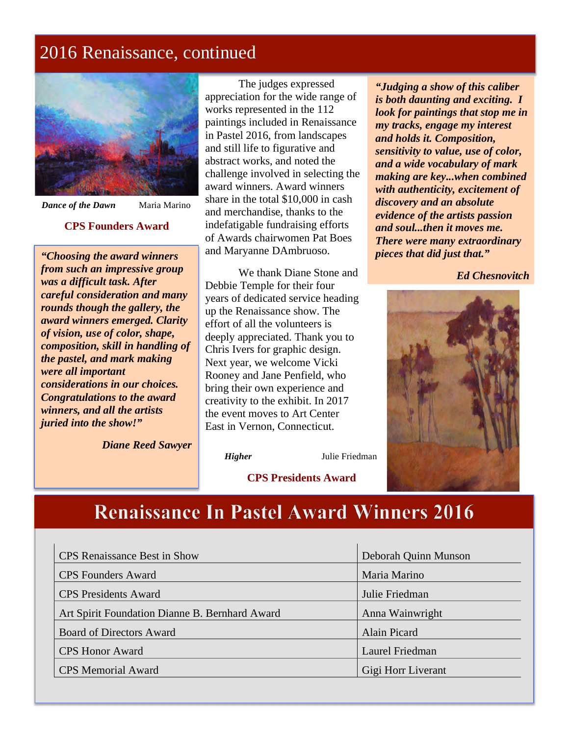# 2016 Renaissance, continued

***Dance of the Dawn*** Maria Marino

**CPS Founders Award**

***"Choosing the award winners from such an impressive group was a difficult task. After careful consideration and many rounds though the gallery, the award winners emerged. Clarity of vision, use of color, shape, composition, skill in handling of the pastel, and mark making were all important considerations in our choices. Congratulations to the award winners, and all the artists juried into the show!"***

***Diane Reed Sawyer***

The judges expressed appreciation for the wide range of works represented in the 112 paintings included in Renaissance in Pastel 2016, from landscapes and still life to figurative and abstract works, and noted the challenge involved in selecting the award winners. Award winners share in the total $10,000 in cash and merchandise, thanks to the indefatigable fundraising efforts of Awards chairwomen Pat Boes and Maryanne DAmbruoso.

We thank Diane Stone and Debbie Temple for their four years of dedicated service heading up the Renaissance show. The effort of all the volunteers is deeply appreciated. Thank you to Chris Ivers for graphic design. Next year, we welcome Vicki Rooney and Jane Penfield, who bring their own experience and creativity to the exhibit. In 2017 the event moves to Art Center East in Vernon, Connecticut.

***"Judging a show of this caliber is both daunting and exciting. I look for paintings that stop me in my tracks, engage my interest and holds it. Composition, sensitivity to value, use of color, and a wide vocabulary of mark making are key...when combined with authenticity, excitement of discovery and an absolute evidence of the artists passion and soul...then it moves me. There were many extraordinary pieces that did just that."***

***Ed Chesnovitch***

***Higher*** Julie Friedman

**CPS Presidents Award**

## Renaissance In Pastel Award Winners 2016

| Award | Winner |
|---|---|
| CPS Renaissance Best in Show | Deborah Quinn Munson |
| CPS Founders Award | Maria Marino |
| CPS Presidents Award | Julie Friedman |
| Art Spirit Foundation Dianne B. Bernhard Award | Anna Wainwright |
| Board of Directors Award | Alain Picard |
| CPS Honor Award | Laurel Friedman |
| CPS Memorial Award | Gigi Horr Liverant |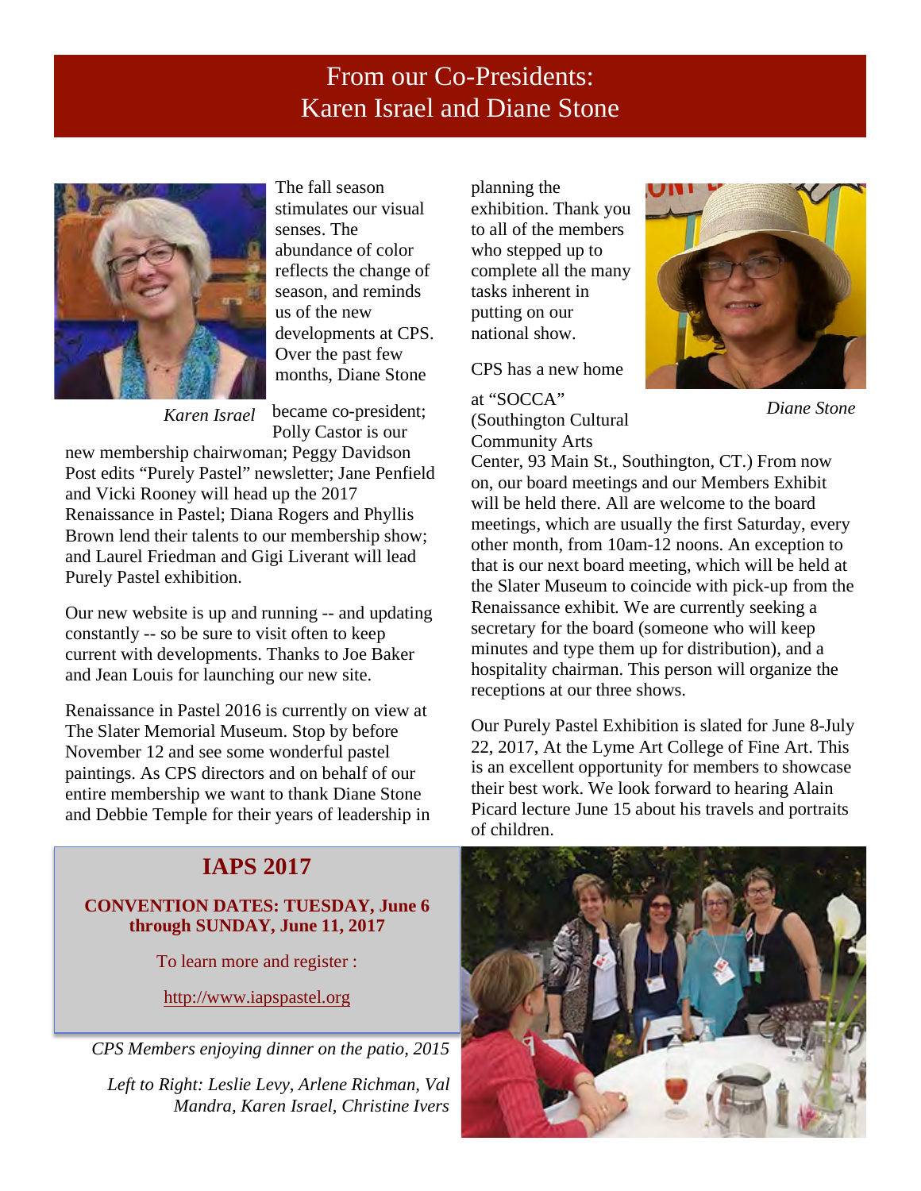# From our Co-Presidents: Karen Israel and Diane Stone

*Karen Israel*

The fall season stimulates our visual senses. The abundance of color reflects the change of season, and reminds us of the new developments at CPS. Over the past few months, Diane Stone became co-president; Polly Castor is our new membership chairwoman; Peggy Davidson Post edits "Purely Pastel" newsletter; Jane Penfield and Vicki Rooney will head up the 2017 Renaissance in Pastel; Diana Rogers and Phyllis Brown lend their talents to our membership show; and Laurel Friedman and Gigi Liverant will lead Purely Pastel exhibition.

Our new website is up and running -- and updating constantly -- so be sure to visit often to keep current with developments. Thanks to Joe Baker and Jean Louis for launching our new site.

Renaissance in Pastel 2016 is currently on view at The Slater Memorial Museum. Stop by before November 12 and see some wonderful pastel paintings. As CPS directors and on behalf of our entire membership we want to thank Diane Stone and Debbie Temple for their years of leadership in planning the exhibition. Thank you to all of the members who stepped up to complete all the many tasks inherent in putting on our national show.

*Diane Stone*

CPS has a new home at "SOCCA" (Southington Cultural Community Arts Center, 93 Main St., Southington, CT.) From now on, our board meetings and our Members Exhibit will be held there. All are welcome to the board meetings, which are usually the first Saturday, every other month, from 10am-12 noons. An exception to that is our next board meeting, which will be held at the Slater Museum to coincide with pick-up from the Renaissance exhibit. We are currently seeking a secretary for the board (someone who will keep minutes and type them up for distribution), and a hospitality chairman. This person will organize the receptions at our three shows.

Our Purely Pastel Exhibition is slated for June 8-July 22, 2017, At the Lyme Art College of Fine Art. This is an excellent opportunity for members to showcase their best work. We look forward to hearing Alain Picard lecture June 15 about his travels and portraits of children.

## IAPS 2017

**CONVENTION DATES: TUESDAY, June 6 through SUNDAY, June 11, 2017**

To learn more and register :

http://www.iapspastel.org

*CPS Members enjoying dinner on the patio, 2015*

*Left to Right: Leslie Levy, Arlene Richman, Val Mandra, Karen Israel, Christine Ivers*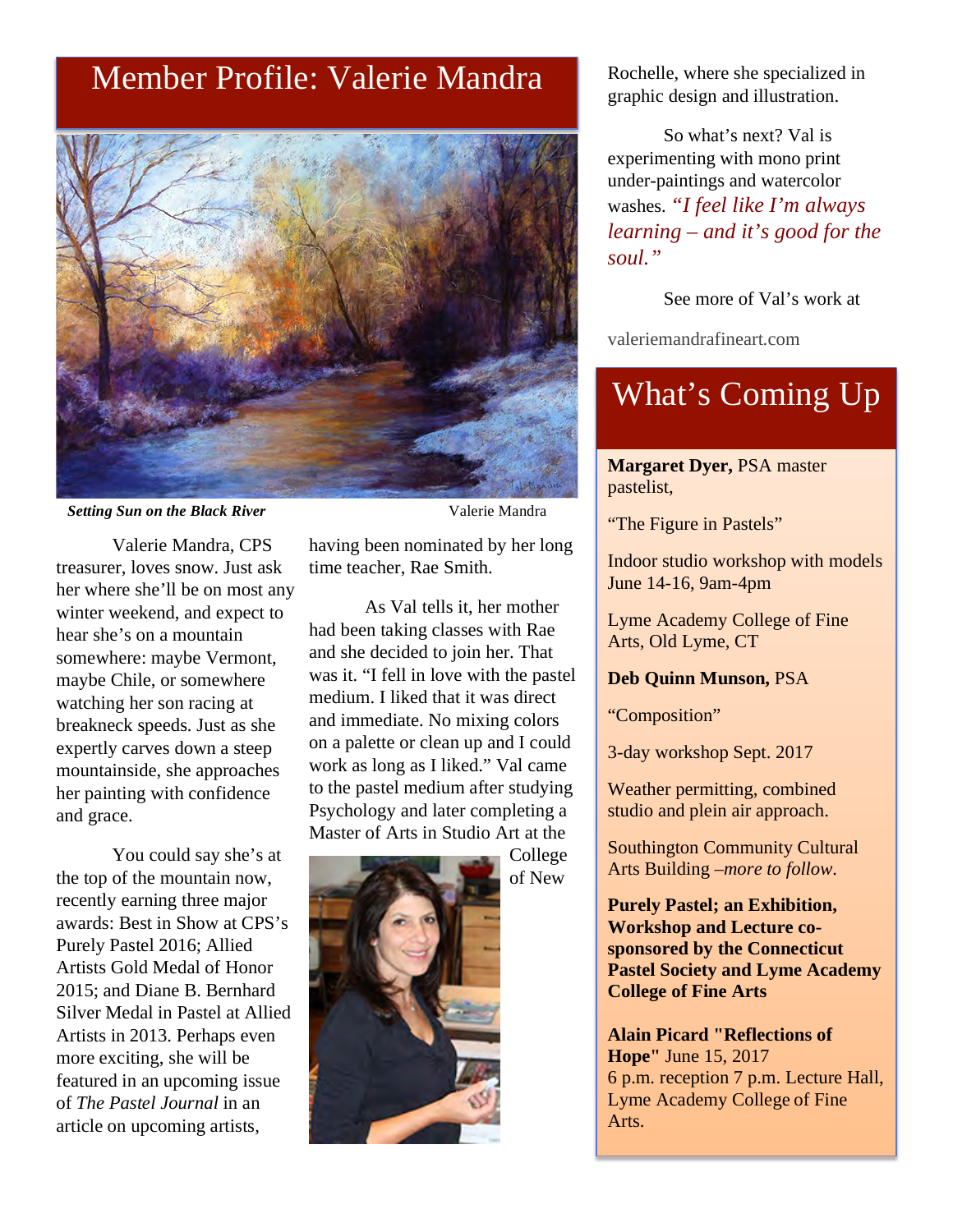# Member Profile: Valerie Mandra

***Setting Sun on the Black River*** Valerie Mandra

Valerie Mandra, CPS treasurer, loves snow. Just ask her where she'll be on most any winter weekend, and expect to hear she's on a mountain somewhere: maybe Vermont, maybe Chile, or somewhere watching her son racing at breakneck speeds. Just as she expertly carves down a steep mountainside, she approaches her painting with confidence and grace.

You could say she's at the top of the mountain now, recently earning three major awards: Best in Show at CPS's Purely Pastel 2016; Allied Artists Gold Medal of Honor 2015; and Diane B. Bernhard Silver Medal in Pastel at Allied Artists in 2013. Perhaps even more exciting, she will be featured in an upcoming issue of *The Pastel Journal* in an article on upcoming artists, having been nominated by her long time teacher, Rae Smith.

As Val tells it, her mother had been taking classes with Rae and she decided to join her. That was it. "I fell in love with the pastel medium. I liked that it was direct and immediate. No mixing colors on a palette or clean up and I could work as long as I liked." Val came to the pastel medium after studying Psychology and later completing a Master of Arts in Studio Art at the College of New Rochelle, where she specialized in graphic design and illustration.

So what's next? Val is experimenting with mono print under-paintings and watercolor washes. *"I feel like I'm always learning – and it's good for the soul."*

See more of Val's work at

valeriemandrafineart.com

# What's Coming Up

**Margaret Dyer,** PSA master pastelist,

"The Figure in Pastels"

Indoor studio workshop with models June 14-16, 9am-4pm

Lyme Academy College of Fine Arts, Old Lyme, CT

**Deb Quinn Munson,** PSA

"Composition"

3-day workshop Sept. 2017

Weather permitting, combined studio and plein air approach.

Southington Community Cultural Arts Building –*more to follow*.

**Purely Pastel; an Exhibition, Workshop and Lecture co-sponsored by the Connecticut Pastel Society and Lyme Academy College of Fine Arts**

**Alain Picard "Reflections of Hope"** June 15, 2017
6 p.m. reception 7 p.m. Lecture Hall, Lyme Academy College of Fine Arts.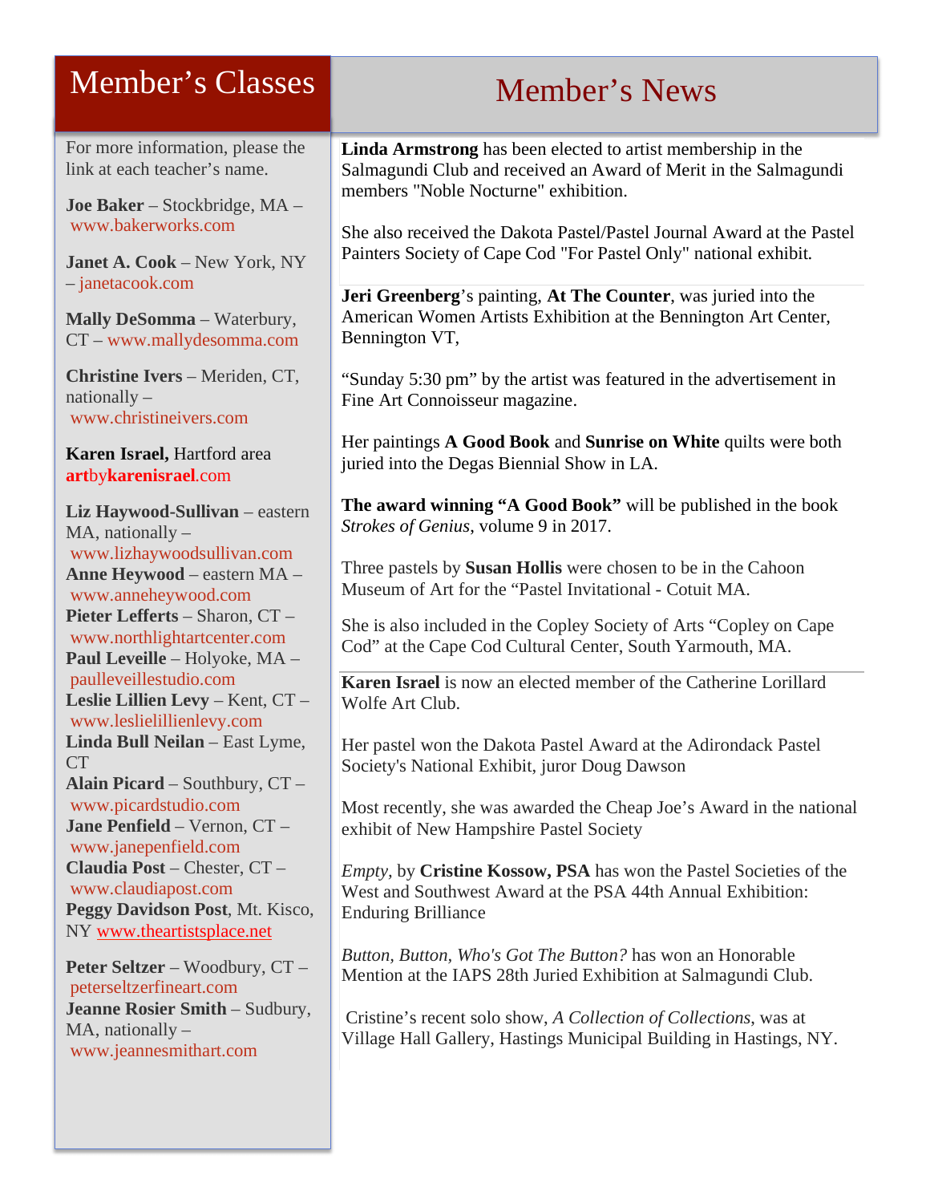## Member's Classes

For more information, please the link at each teacher's name.

**Joe Baker** – Stockbridge, MA – www.bakerworks.com

**Janet A. Cook** – New York, NY – janetacook.com

**Mally DeSomma** – Waterbury, CT – www.mallydesomma.com

**Christine Ivers** – Meriden, CT, nationally – www.christineivers.com

**Karen Israel,** Hartford area **art**by**karenisrael**.com

**Liz Haywood-Sullivan** – eastern MA, nationally – www.lizhaywoodsullivan.com
**Anne Heywood** – eastern MA – www.anneheywood.com
**Pieter Lefferts** – Sharon, CT – www.northlightartcenter.com
**Paul Leveille** – Holyoke, MA – paulleveillestudio.com
**Leslie Lillien Levy** – Kent, CT – www.leslielillienlevy.com
**Linda Bull Neilan** – East Lyme, CT
**Alain Picard** – Southbury, CT – www.picardstudio.com
**Jane Penfield** – Vernon, CT – www.janepenfield.com
**Claudia Post** – Chester, CT – www.claudiapost.com
**Peggy Davidson Post**, Mt. Kisco, NY www.theartistsplace.net

**Peter Seltzer** – Woodbury, CT – peterseltzerfineart.com
**Jeanne Rosier Smith** – Sudbury, MA, nationally – www.jeannesmithart.com

## Member's News

**Linda Armstrong** has been elected to artist membership in the Salmagundi Club and received an Award of Merit in the Salmagundi members "Noble Nocturne" exhibition.

She also received the Dakota Pastel/Pastel Journal Award at the Pastel Painters Society of Cape Cod "For Pastel Only" national exhibit.

---

**Jeri Greenberg**'s painting, **At The Counter**, was juried into the American Women Artists Exhibition at the Bennington Art Center, Bennington VT,

"Sunday 5:30 pm" by the artist was featured in the advertisement in Fine Art Connoisseur magazine.

Her paintings **A Good Book** and **Sunrise on White** quilts were both juried into the Degas Biennial Show in LA.

**The award winning "A Good Book"** will be published in the book *Strokes of Genius*, volume 9 in 2017.

Three pastels by **Susan Hollis** were chosen to be in the Cahoon Museum of Art for the "Pastel Invitational - Cotuit MA.

She is also included in the Copley Society of Arts "Copley on Cape Cod" at the Cape Cod Cultural Center, South Yarmouth, MA.

---

**Karen Israel** is now an elected member of the Catherine Lorillard Wolfe Art Club.

Her pastel won the Dakota Pastel Award at the Adirondack Pastel Society's National Exhibit, juror Doug Dawson

Most recently, she was awarded the Cheap Joe's Award in the national exhibit of New Hampshire Pastel Society

*Empty*, by **Cristine Kossow, PSA** has won the Pastel Societies of the West and Southwest Award at the PSA 44th Annual Exhibition: Enduring Brilliance

*Button, Button, Who's Got The Button?* has won an Honorable Mention at the IAPS 28th Juried Exhibition at Salmagundi Club.

Cristine's recent solo show, *A Collection of Collections*, was at Village Hall Gallery, Hastings Municipal Building in Hastings, NY.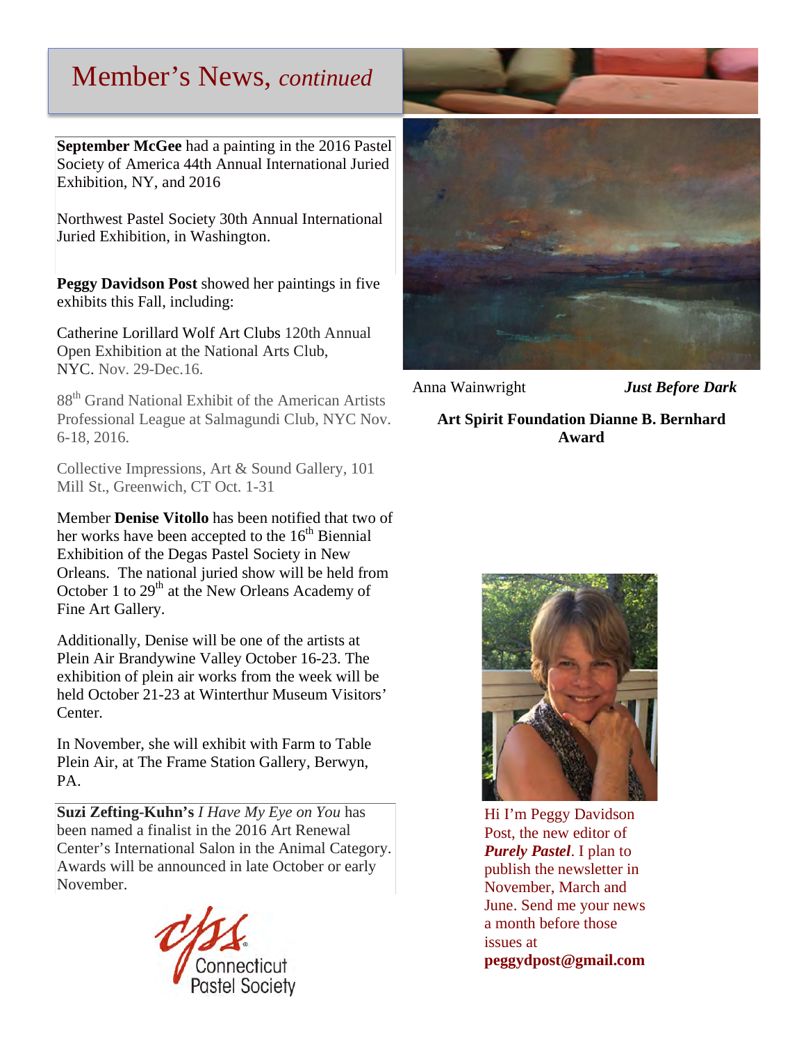# Member's News, *continued*

**September McGee** had a painting in the 2016 Pastel Society of America 44th Annual International Juried Exhibition, NY, and 2016

Northwest Pastel Society 30th Annual International Juried Exhibition, in Washington.

**Peggy Davidson Post** showed her paintings in five exhibits this Fall, including:

Catherine Lorillard Wolf Art Clubs 120th Annual Open Exhibition at the National Arts Club, NYC. Nov. 29-Dec.16.

88th Grand National Exhibit of the American Artists Professional League at Salmagundi Club, NYC Nov. 6-18, 2016.

Collective Impressions, Art & Sound Gallery, 101 Mill St., Greenwich, CT Oct. 1-31

Member **Denise Vitollo** has been notified that two of her works have been accepted to the 16th Biennial Exhibition of the Degas Pastel Society in New Orleans. The national juried show will be held from October 1 to 29th at the New Orleans Academy of Fine Art Gallery.

Additionally, Denise will be one of the artists at Plein Air Brandywine Valley October 16-23. The exhibition of plein air works from the week will be held October 21-23 at Winterthur Museum Visitors' Center.

In November, she will exhibit with Farm to Table Plein Air, at The Frame Station Gallery, Berwyn, PA.

**Suzi Zefting-Kuhn's** *I Have My Eye on You* has been named a finalist in the 2016 Art Renewal Center's International Salon in the Animal Category. Awards will be announced in late October or early November.

Anna Wainwright ***Just Before Dark***

**Art Spirit Foundation Dianne B. Bernhard Award**

Hi I'm Peggy Davidson Post, the new editor of ***Purely Pastel***. I plan to publish the newsletter in November, March and June. Send me your news a month before those issues at **peggydpost@gmail.com**

Connecticut Pastel Society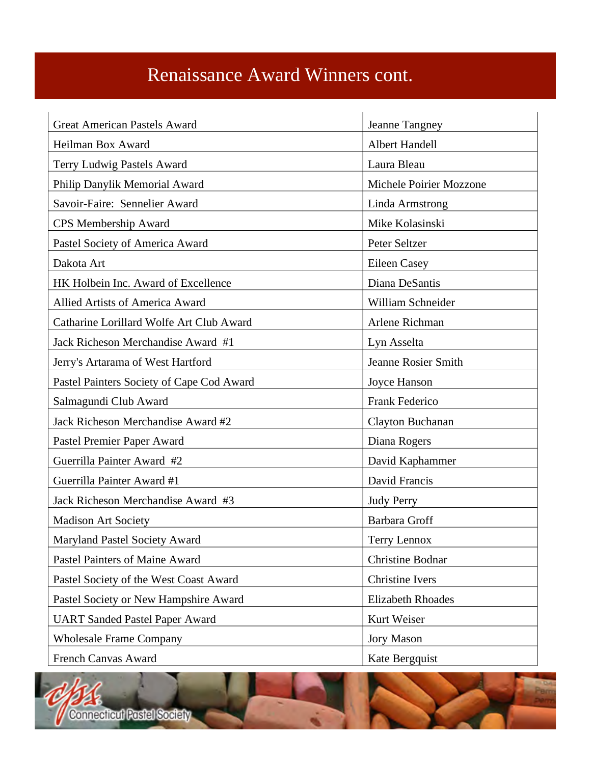# Renaissance Award Winners cont.

| | |
|---|---|
| Great American Pastels Award | Jeanne Tangney |
| Heilman Box Award | Albert Handell |
| Terry Ludwig Pastels Award | Laura Bleau |
| Philip Danylik Memorial Award | Michele Poirier Mozzone |
| Savoir-Faire: Sennelier Award | Linda Armstrong |
| CPS Membership Award | Mike Kolasinski |
| Pastel Society of America Award | Peter Seltzer |
| Dakota Art | Eileen Casey |
| HK Holbein Inc. Award of Excellence | Diana DeSantis |
| Allied Artists of America Award | William Schneider |
| Catharine Lorillard Wolfe Art Club Award | Arlene Richman |
| Jack Richeson Merchandise Award #1 | Lyn Asselta |
| Jerry's Artarama of West Hartford | Jeanne Rosier Smith |
| Pastel Painters Society of Cape Cod Award | Joyce Hanson |
| Salmagundi Club Award | Frank Federico |
| Jack Richeson Merchandise Award #2 | Clayton Buchanan |
| Pastel Premier Paper Award | Diana Rogers |
| Guerrilla Painter Award #2 | David Kaphammer |
| Guerrilla Painter Award #1 | David Francis |
| Jack Richeson Merchandise Award #3 | Judy Perry |
| Madison Art Society | Barbara Groff |
| Maryland Pastel Society Award | Terry Lennox |
| Pastel Painters of Maine Award | Christine Bodnar |
| Pastel Society of the West Coast Award | Christine Ivers |
| Pastel Society or New Hampshire Award | Elizabeth Rhoades |
| UART Sanded Pastel Paper Award | Kurt Weiser |
| Wholesale Frame Company | Jory Mason |
| French Canvas Award | Kate Bergquist |